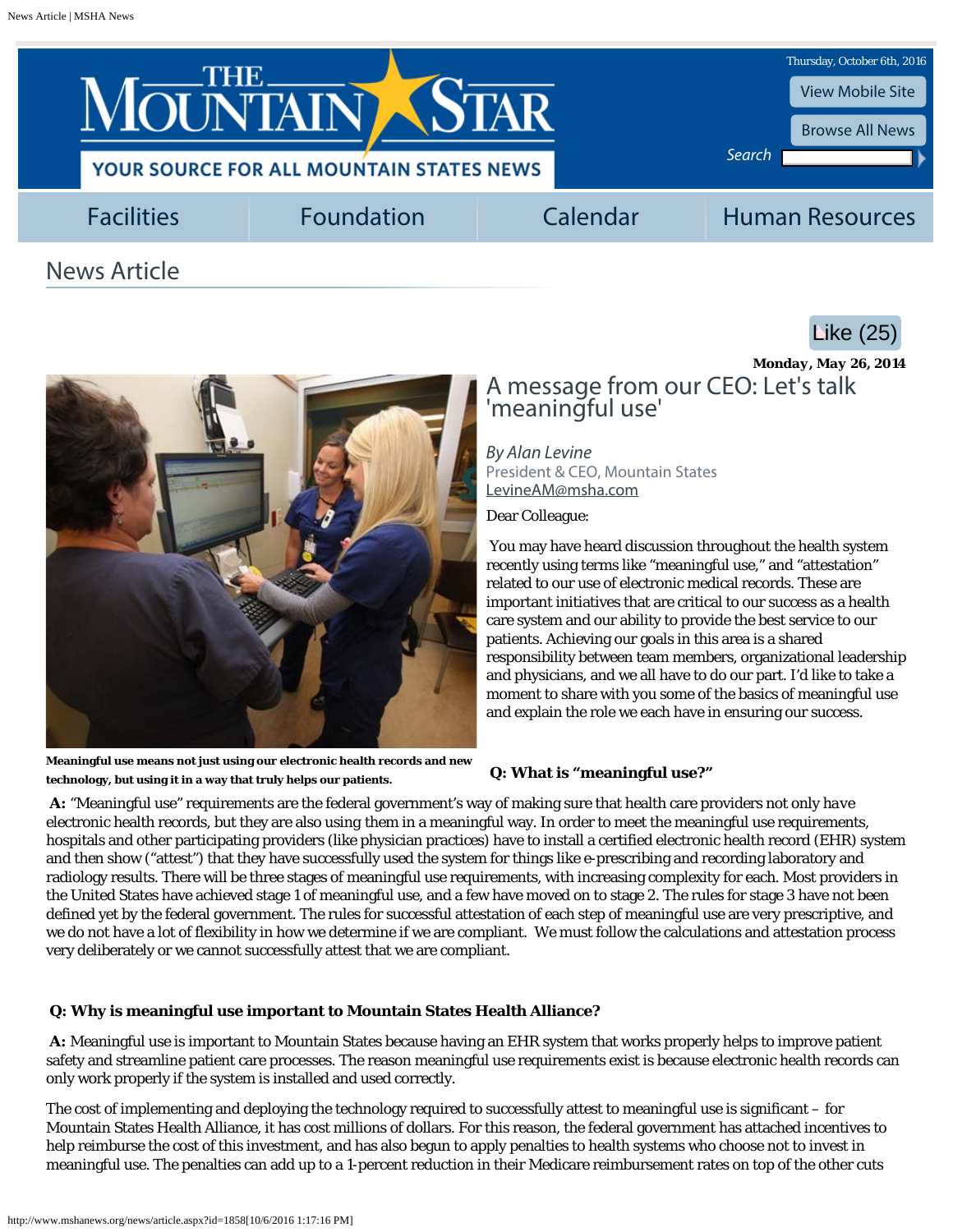# News Article

Like (25)

**Monday, May 26, 2014**

## A message from our CEO: Let's talk 'meaningful use'

*By Alan Levine*
President & CEO, Mountain States
LevineAM@msha.com

**Meaningful use means not just using our electronic health records and new technology, but using it in a way that truly helps our patients.**

Dear Colleague:

You may have heard discussion throughout the health system recently using terms like "meaningful use," and "attestation" related to our use of electronic medical records. These are important initiatives that are critical to our success as a health care system and our ability to provide the best service to our patients. Achieving our goals in this area is a shared responsibility between team members, organizational leadership and physicians, and we all have to do our part. I'd like to take a moment to share with you some of the basics of meaningful use and explain the role we each have in ensuring our success.

**Q: What is "meaningful use?"**

**A:** "Meaningful use" requirements are the federal government's way of making sure that health care providers not only *have* electronic health records, but they are also using them in a meaningful way. In order to meet the meaningful use requirements, hospitals and other participating providers (like physician practices) have to install a certified electronic health record (EHR) system and then show ("attest") that they have successfully used the system for things like e-prescribing and recording laboratory and radiology results. There will be three stages of meaningful use requirements, with increasing complexity for each. Most providers in the United States have achieved stage 1 of meaningful use, and a few have moved on to stage 2. The rules for stage 3 have not been defined yet by the federal government. The rules for successful attestation of each step of meaningful use are very prescriptive, and we do not have a lot of flexibility in how we determine if we are compliant. We must follow the calculations and attestation process very deliberately or we cannot successfully attest that we are compliant.

**Q: Why is meaningful use important to Mountain States Health Alliance?**

**A:** Meaningful use is important to Mountain States because having an EHR system that works properly helps to improve patient safety and streamline patient care processes. The reason meaningful use requirements exist is because electronic health records can only work properly if the system is installed and used correctly.

The cost of implementing and deploying the technology required to successfully attest to meaningful use is significant – for Mountain States Health Alliance, it has cost millions of dollars. For this reason, the federal government has attached incentives to help reimburse the cost of this investment, and has also begun to apply penalties to health systems who choose not to invest in meaningful use. The penalties can add up to a 1-percent reduction in their Medicare reimbursement rates on top of the other cuts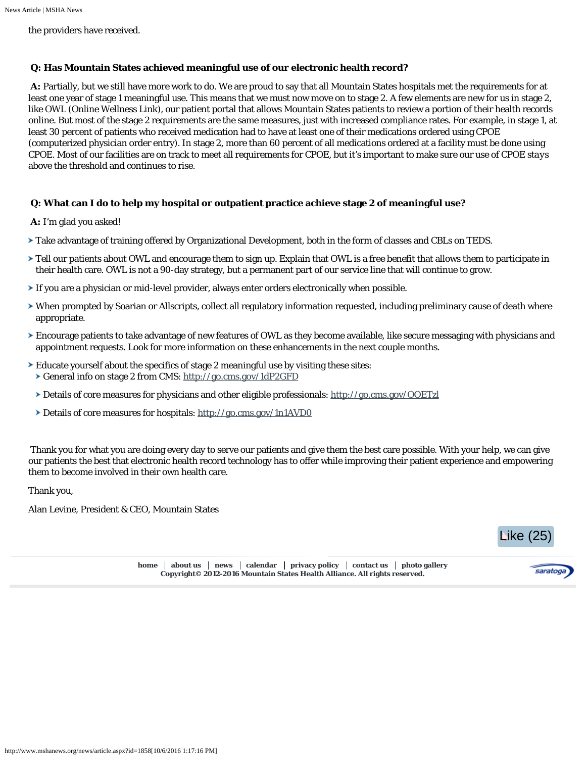the providers have received.

**Q: Has Mountain States achieved meaningful use of our electronic health record?**

**A:** Partially, but we still have more work to do. We are proud to say that all Mountain States hospitals met the requirements for at least one year of stage 1 meaningful use. This means that we must now move on to stage 2. A few elements are new for us in stage 2, like OWL (Online Wellness Link), our patient portal that allows Mountain States patients to review a portion of their health records online. But most of the stage 2 requirements are the same measures, just with increased compliance rates. For example, in stage 1, at least 30 percent of patients who received medication had to have at least one of their medications ordered using CPOE (computerized physician order entry). In stage 2, more than 60 percent of all medications ordered at a facility must be done using CPOE. Most of our facilities are on track to meet all requirements for CPOE, but it's important to make sure our use of CPOE stays above the threshold and continues to rise.

**Q: What can I do to help my hospital or outpatient practice achieve stage 2 of meaningful use?**

**A:** I'm glad you asked!

- Take advantage of training offered by Organizational Development, both in the form of classes and CBLs on TEDS.
- Tell our patients about OWL and encourage them to sign up. Explain that OWL is a free benefit that allows them to participate in their health care. OWL is not a 90-day strategy, but a permanent part of our service line that will continue to grow.
- If you are a physician or mid-level provider, always enter orders electronically when possible.
- When prompted by Soarian or Allscripts, collect all regulatory information requested, including preliminary cause of death where appropriate.
- Encourage patients to take advantage of new features of OWL as they become available, like secure messaging with physicians and appointment requests. Look for more information on these enhancements in the next couple months.
- Educate yourself about the specifics of stage 2 meaningful use by visiting these sites:
  - General info on stage 2 from CMS: http://go.cms.gov/1dP2GFD
  - Details of core measures for physicians and other eligible professionals: http://go.cms.gov/QQETzl
  - Details of core measures for hospitals: http://go.cms.gov/1n1AVD0

Thank you for what you are doing every day to serve our patients and give them the best care possible. With your help, we can give our patients the best that electronic health record technology has to offer while improving their patient experience and empowering them to become involved in their own health care.

Thank you,

Alan Levine, President & CEO, Mountain States

Like (25)

home | about us | news | calendar | privacy policy | contact us | photo gallery

Copyright© 2012-2016 Mountain States Health Alliance. All rights reserved.